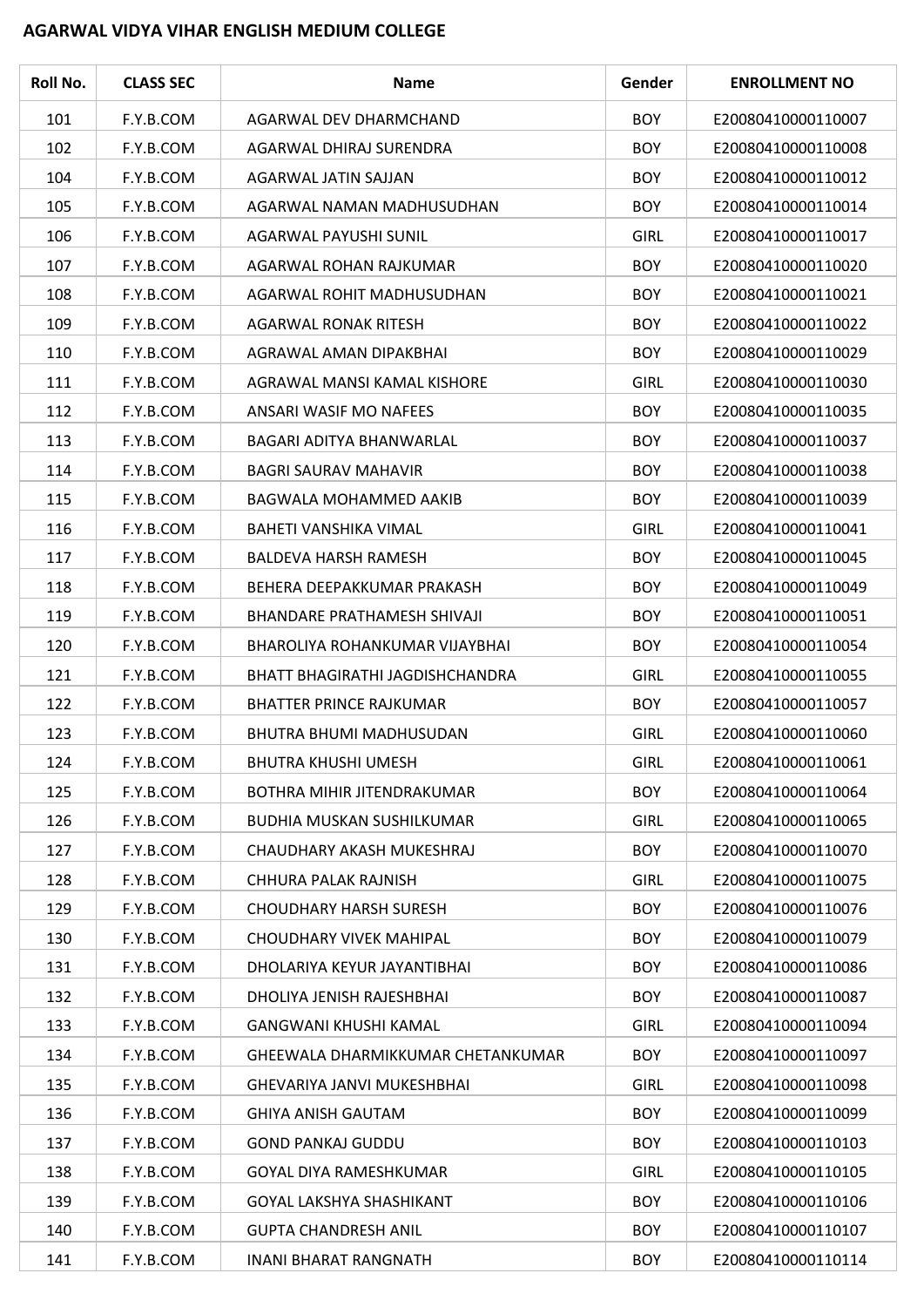# AGARWAL VIDYA VIHAR ENGLISH MEDIUM COLLEGE

| Roll No. | CLASS SEC | Name | Gender | ENROLLMENT NO |
|---|---|---|---|---|
| 101 | F.Y.B.COM | AGARWAL DEV DHARMCHAND | BOY | E20080410000110007 |
| 102 | F.Y.B.COM | AGARWAL DHIRAJ SURENDRA | BOY | E20080410000110008 |
| 104 | F.Y.B.COM | AGARWAL JATIN SAJJAN | BOY | E20080410000110012 |
| 105 | F.Y.B.COM | AGARWAL NAMAN MADHUSUDHAN | BOY | E20080410000110014 |
| 106 | F.Y.B.COM | AGARWAL PAYUSHI SUNIL | GIRL | E20080410000110017 |
| 107 | F.Y.B.COM | AGARWAL ROHAN RAJKUMAR | BOY | E20080410000110020 |
| 108 | F.Y.B.COM | AGARWAL ROHIT MADHUSUDHAN | BOY | E20080410000110021 |
| 109 | F.Y.B.COM | AGARWAL RONAK RITESH | BOY | E20080410000110022 |
| 110 | F.Y.B.COM | AGRAWAL AMAN DIPAKBHAI | BOY | E20080410000110029 |
| 111 | F.Y.B.COM | AGRAWAL MANSI KAMAL KISHORE | GIRL | E20080410000110030 |
| 112 | F.Y.B.COM | ANSARI WASIF MO NAFEES | BOY | E20080410000110035 |
| 113 | F.Y.B.COM | BAGARI ADITYA BHANWARLAL | BOY | E20080410000110037 |
| 114 | F.Y.B.COM | BAGRI SAURAV MAHAVIR | BOY | E20080410000110038 |
| 115 | F.Y.B.COM | BAGWALA MOHAMMED AAKIB | BOY | E20080410000110039 |
| 116 | F.Y.B.COM | BAHETI VANSHIKA VIMAL | GIRL | E20080410000110041 |
| 117 | F.Y.B.COM | BALDEVA HARSH RAMESH | BOY | E20080410000110045 |
| 118 | F.Y.B.COM | BEHERA DEEPAKKUMAR PRAKASH | BOY | E20080410000110049 |
| 119 | F.Y.B.COM | BHANDARE PRATHAMESH SHIVAJI | BOY | E20080410000110051 |
| 120 | F.Y.B.COM | BHAROLIYA ROHANKUMAR VIJAYBHAI | BOY | E20080410000110054 |
| 121 | F.Y.B.COM | BHATT BHAGIRATHI JAGDISHCHANDRA | GIRL | E20080410000110055 |
| 122 | F.Y.B.COM | BHATTER PRINCE RAJKUMAR | BOY | E20080410000110057 |
| 123 | F.Y.B.COM | BHUTRA BHUMI MADHUSUDAN | GIRL | E20080410000110060 |
| 124 | F.Y.B.COM | BHUTRA KHUSHI UMESH | GIRL | E20080410000110061 |
| 125 | F.Y.B.COM | BOTHRA MIHIR JITENDRAKUMAR | BOY | E20080410000110064 |
| 126 | F.Y.B.COM | BUDHIA MUSKAN SUSHILKUMAR | GIRL | E20080410000110065 |
| 127 | F.Y.B.COM | CHAUDHARY AKASH MUKESHRAJ | BOY | E20080410000110070 |
| 128 | F.Y.B.COM | CHHURA PALAK RAJNISH | GIRL | E20080410000110075 |
| 129 | F.Y.B.COM | CHOUDHARY HARSH SURESH | BOY | E20080410000110076 |
| 130 | F.Y.B.COM | CHOUDHARY VIVEK MAHIPAL | BOY | E20080410000110079 |
| 131 | F.Y.B.COM | DHOLARIYA KEYUR JAYANTIBHAI | BOY | E20080410000110086 |
| 132 | F.Y.B.COM | DHOLIYA JENISH RAJESHBHAI | BOY | E20080410000110087 |
| 133 | F.Y.B.COM | GANGWANI KHUSHI KAMAL | GIRL | E20080410000110094 |
| 134 | F.Y.B.COM | GHEEWALA DHARMIKKUMAR CHETANKUMAR | BOY | E20080410000110097 |
| 135 | F.Y.B.COM | GHEVARIYA JANVI MUKESHBHAI | GIRL | E20080410000110098 |
| 136 | F.Y.B.COM | GHIYA ANISH GAUTAM | BOY | E20080410000110099 |
| 137 | F.Y.B.COM | GOND PANKAJ GUDDU | BOY | E20080410000110103 |
| 138 | F.Y.B.COM | GOYAL DIYA RAMESHKUMAR | GIRL | E20080410000110105 |
| 139 | F.Y.B.COM | GOYAL LAKSHYA SHASHIKANT | BOY | E20080410000110106 |
| 140 | F.Y.B.COM | GUPTA CHANDRESH ANIL | BOY | E20080410000110107 |
| 141 | F.Y.B.COM | INANI BHARAT RANGNATH | BOY | E20080410000110114 |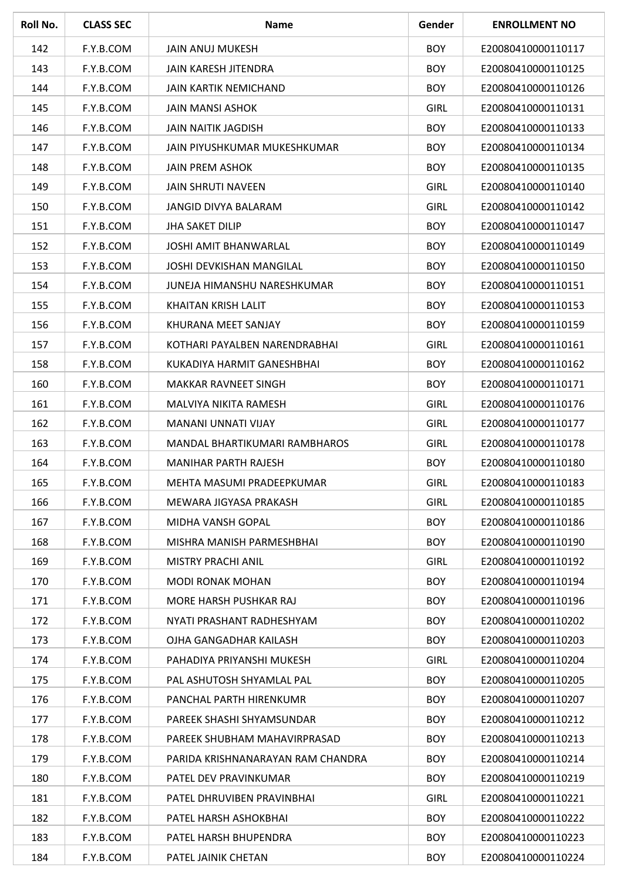| Roll No. | CLASS SEC | Name | Gender | ENROLLMENT NO |
|---|---|---|---|---|
| 142 | F.Y.B.COM | JAIN ANUJ MUKESH | BOY | E20080410000110117 |
| 143 | F.Y.B.COM | JAIN KARESH JITENDRA | BOY | E20080410000110125 |
| 144 | F.Y.B.COM | JAIN KARTIK NEMICHAND | BOY | E20080410000110126 |
| 145 | F.Y.B.COM | JAIN MANSI ASHOK | GIRL | E20080410000110131 |
| 146 | F.Y.B.COM | JAIN NAITIK JAGDISH | BOY | E20080410000110133 |
| 147 | F.Y.B.COM | JAIN PIYUSHKUMAR MUKESHKUMAR | BOY | E20080410000110134 |
| 148 | F.Y.B.COM | JAIN PREM ASHOK | BOY | E20080410000110135 |
| 149 | F.Y.B.COM | JAIN SHRUTI NAVEEN | GIRL | E20080410000110140 |
| 150 | F.Y.B.COM | JANGID DIVYA BALARAM | GIRL | E20080410000110142 |
| 151 | F.Y.B.COM | JHA SAKET DILIP | BOY | E20080410000110147 |
| 152 | F.Y.B.COM | JOSHI AMIT BHANWARLAL | BOY | E20080410000110149 |
| 153 | F.Y.B.COM | JOSHI DEVKISHAN MANGILAL | BOY | E20080410000110150 |
| 154 | F.Y.B.COM | JUNEJA HIMANSHU NARESHKUMAR | BOY | E20080410000110151 |
| 155 | F.Y.B.COM | KHAITAN KRISH LALIT | BOY | E20080410000110153 |
| 156 | F.Y.B.COM | KHURANA MEET SANJAY | BOY | E20080410000110159 |
| 157 | F.Y.B.COM | KOTHARI PAYALBEN NARENDRABHAI | GIRL | E20080410000110161 |
| 158 | F.Y.B.COM | KUKADIYA HARMIT GANESHBHAI | BOY | E20080410000110162 |
| 160 | F.Y.B.COM | MAKKAR RAVNEET SINGH | BOY | E20080410000110171 |
| 161 | F.Y.B.COM | MALVIYA NIKITA RAMESH | GIRL | E20080410000110176 |
| 162 | F.Y.B.COM | MANANI UNNATI VIJAY | GIRL | E20080410000110177 |
| 163 | F.Y.B.COM | MANDAL BHARTIKUMARI RAMBHAROS | GIRL | E20080410000110178 |
| 164 | F.Y.B.COM | MANIHAR PARTH RAJESH | BOY | E20080410000110180 |
| 165 | F.Y.B.COM | MEHTA MASUMI PRADEEPKUMAR | GIRL | E20080410000110183 |
| 166 | F.Y.B.COM | MEWARA JIGYASA PRAKASH | GIRL | E20080410000110185 |
| 167 | F.Y.B.COM | MIDHA VANSH GOPAL | BOY | E20080410000110186 |
| 168 | F.Y.B.COM | MISHRA MANISH PARMESHBHAI | BOY | E20080410000110190 |
| 169 | F.Y.B.COM | MISTRY PRACHI ANIL | GIRL | E20080410000110192 |
| 170 | F.Y.B.COM | MODI RONAK MOHAN | BOY | E20080410000110194 |
| 171 | F.Y.B.COM | MORE HARSH PUSHKAR RAJ | BOY | E20080410000110196 |
| 172 | F.Y.B.COM | NYATI PRASHANT RADHESHYAM | BOY | E20080410000110202 |
| 173 | F.Y.B.COM | OJHA GANGADHAR KAILASH | BOY | E20080410000110203 |
| 174 | F.Y.B.COM | PAHADIYA PRIYANSHI MUKESH | GIRL | E20080410000110204 |
| 175 | F.Y.B.COM | PAL ASHUTOSH SHYAMLAL PAL | BOY | E20080410000110205 |
| 176 | F.Y.B.COM | PANCHAL PARTH HIRENKUMR | BOY | E20080410000110207 |
| 177 | F.Y.B.COM | PAREEK SHASHI SHYAMSUNDAR | BOY | E20080410000110212 |
| 178 | F.Y.B.COM | PAREEK SHUBHAM MAHAVIRPRASAD | BOY | E20080410000110213 |
| 179 | F.Y.B.COM | PARIDA KRISHNANARAYAN RAM CHANDRA | BOY | E20080410000110214 |
| 180 | F.Y.B.COM | PATEL DEV PRAVINKUMAR | BOY | E20080410000110219 |
| 181 | F.Y.B.COM | PATEL DHRUVIBEN PRAVINBHAI | GIRL | E20080410000110221 |
| 182 | F.Y.B.COM | PATEL HARSH ASHOKBHAI | BOY | E20080410000110222 |
| 183 | F.Y.B.COM | PATEL HARSH BHUPENDRA | BOY | E20080410000110223 |
| 184 | F.Y.B.COM | PATEL JAINIK CHETAN | BOY | E20080410000110224 |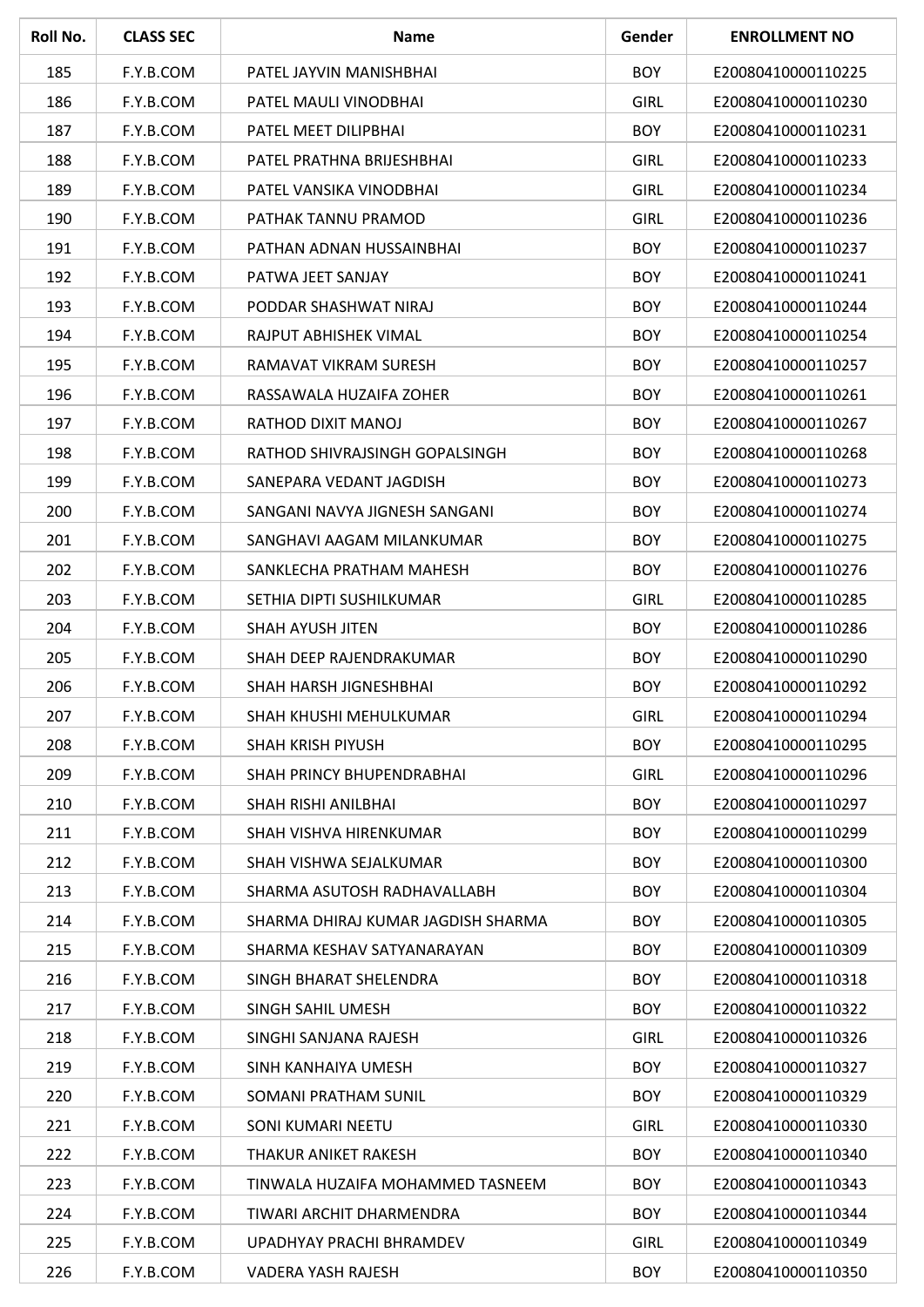| Roll No. | CLASS SEC | Name | Gender | ENROLLMENT NO |
|---|---|---|---|---|
| 185 | F.Y.B.COM | PATEL JAYVIN MANISHBHAI | BOY | E20080410000110225 |
| 186 | F.Y.B.COM | PATEL MAULI VINODBHAI | GIRL | E20080410000110230 |
| 187 | F.Y.B.COM | PATEL MEET DILIPBHAI | BOY | E20080410000110231 |
| 188 | F.Y.B.COM | PATEL PRATHNA BRIJESHBHAI | GIRL | E20080410000110233 |
| 189 | F.Y.B.COM | PATEL VANSIKA VINODBHAI | GIRL | E20080410000110234 |
| 190 | F.Y.B.COM | PATHAK TANNU PRAMOD | GIRL | E20080410000110236 |
| 191 | F.Y.B.COM | PATHAN ADNAN HUSSAINBHAI | BOY | E20080410000110237 |
| 192 | F.Y.B.COM | PATWA JEET SANJAY | BOY | E20080410000110241 |
| 193 | F.Y.B.COM | PODDAR SHASHWAT NIRAJ | BOY | E20080410000110244 |
| 194 | F.Y.B.COM | RAJPUT ABHISHEK VIMAL | BOY | E20080410000110254 |
| 195 | F.Y.B.COM | RAMAVAT VIKRAM SURESH | BOY | E20080410000110257 |
| 196 | F.Y.B.COM | RASSAWALA HUZAIFA ZOHER | BOY | E20080410000110261 |
| 197 | F.Y.B.COM | RATHOD DIXIT MANOJ | BOY | E20080410000110267 |
| 198 | F.Y.B.COM | RATHOD SHIVRAJSINGH GOPALSINGH | BOY | E20080410000110268 |
| 199 | F.Y.B.COM | SANEPARA VEDANT JAGDISH | BOY | E20080410000110273 |
| 200 | F.Y.B.COM | SANGANI NAVYA JIGNESH SANGANI | BOY | E20080410000110274 |
| 201 | F.Y.B.COM | SANGHAVI AAGAM MILANKUMAR | BOY | E20080410000110275 |
| 202 | F.Y.B.COM | SANKLECHA PRATHAM MAHESH | BOY | E20080410000110276 |
| 203 | F.Y.B.COM | SETHIA DIPTI SUSHILKUMAR | GIRL | E20080410000110285 |
| 204 | F.Y.B.COM | SHAH AYUSH JITEN | BOY | E20080410000110286 |
| 205 | F.Y.B.COM | SHAH DEEP RAJENDRAKUMAR | BOY | E20080410000110290 |
| 206 | F.Y.B.COM | SHAH HARSH JIGNESHBHAI | BOY | E20080410000110292 |
| 207 | F.Y.B.COM | SHAH KHUSHI MEHULKUMAR | GIRL | E20080410000110294 |
| 208 | F.Y.B.COM | SHAH KRISH PIYUSH | BOY | E20080410000110295 |
| 209 | F.Y.B.COM | SHAH PRINCY BHUPENDRABHAI | GIRL | E20080410000110296 |
| 210 | F.Y.B.COM | SHAH RISHI ANILBHAI | BOY | E20080410000110297 |
| 211 | F.Y.B.COM | SHAH VISHVA HIRENKUMAR | BOY | E20080410000110299 |
| 212 | F.Y.B.COM | SHAH VISHWA SEJALKUMAR | BOY | E20080410000110300 |
| 213 | F.Y.B.COM | SHARMA ASUTOSH RADHAVALLABH | BOY | E20080410000110304 |
| 214 | F.Y.B.COM | SHARMA DHIRAJ KUMAR JAGDISH SHARMA | BOY | E20080410000110305 |
| 215 | F.Y.B.COM | SHARMA KESHAV SATYANARAYAN | BOY | E20080410000110309 |
| 216 | F.Y.B.COM | SINGH BHARAT SHELENDRA | BOY | E20080410000110318 |
| 217 | F.Y.B.COM | SINGH SAHIL UMESH | BOY | E20080410000110322 |
| 218 | F.Y.B.COM | SINGHI SANJANA RAJESH | GIRL | E20080410000110326 |
| 219 | F.Y.B.COM | SINH KANHAIYA UMESH | BOY | E20080410000110327 |
| 220 | F.Y.B.COM | SOMANI PRATHAM SUNIL | BOY | E20080410000110329 |
| 221 | F.Y.B.COM | SONI KUMARI NEETU | GIRL | E20080410000110330 |
| 222 | F.Y.B.COM | THAKUR ANIKET RAKESH | BOY | E20080410000110340 |
| 223 | F.Y.B.COM | TINWALA HUZAIFA MOHAMMED TASNEEM | BOY | E20080410000110343 |
| 224 | F.Y.B.COM | TIWARI ARCHIT DHARMENDRA | BOY | E20080410000110344 |
| 225 | F.Y.B.COM | UPADHYAY PRACHI BHRAMDEV | GIRL | E20080410000110349 |
| 226 | F.Y.B.COM | VADERA YASH RAJESH | BOY | E20080410000110350 |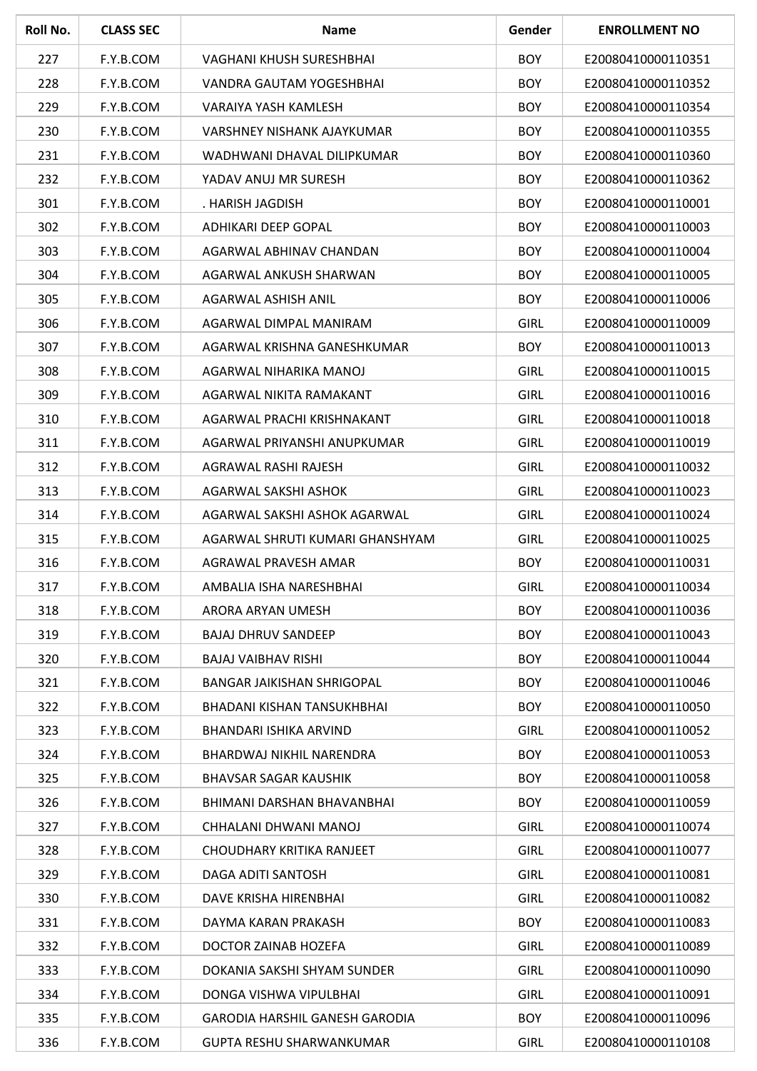| Roll No. | CLASS SEC | Name | Gender | ENROLLMENT NO |
|---|---|---|---|---|
| 227 | F.Y.B.COM | VAGHANI KHUSH SURESHBHAI | BOY | E20080410000110351 |
| 228 | F.Y.B.COM | VANDRA GAUTAM YOGESHBHAI | BOY | E20080410000110352 |
| 229 | F.Y.B.COM | VARAIYA YASH KAMLESH | BOY | E20080410000110354 |
| 230 | F.Y.B.COM | VARSHNEY NISHANK AJAYKUMAR | BOY | E20080410000110355 |
| 231 | F.Y.B.COM | WADHWANI DHAVAL DILIPKUMAR | BOY | E20080410000110360 |
| 232 | F.Y.B.COM | YADAV ANUJ MR SURESH | BOY | E20080410000110362 |
| 301 | F.Y.B.COM | . HARISH JAGDISH | BOY | E20080410000110001 |
| 302 | F.Y.B.COM | ADHIKARI DEEP GOPAL | BOY | E20080410000110003 |
| 303 | F.Y.B.COM | AGARWAL ABHINAV CHANDAN | BOY | E20080410000110004 |
| 304 | F.Y.B.COM | AGARWAL ANKUSH SHARWAN | BOY | E20080410000110005 |
| 305 | F.Y.B.COM | AGARWAL ASHISH ANIL | BOY | E20080410000110006 |
| 306 | F.Y.B.COM | AGARWAL DIMPAL MANIRAM | GIRL | E20080410000110009 |
| 307 | F.Y.B.COM | AGARWAL KRISHNA GANESHKUMAR | BOY | E20080410000110013 |
| 308 | F.Y.B.COM | AGARWAL NIHARIKA MANOJ | GIRL | E20080410000110015 |
| 309 | F.Y.B.COM | AGARWAL NIKITA RAMAKANT | GIRL | E20080410000110016 |
| 310 | F.Y.B.COM | AGARWAL PRACHI KRISHNAKANT | GIRL | E20080410000110018 |
| 311 | F.Y.B.COM | AGARWAL PRIYANSHI ANUPKUMAR | GIRL | E20080410000110019 |
| 312 | F.Y.B.COM | AGRAWAL RASHI RAJESH | GIRL | E20080410000110032 |
| 313 | F.Y.B.COM | AGARWAL SAKSHI ASHOK | GIRL | E20080410000110023 |
| 314 | F.Y.B.COM | AGARWAL SAKSHI ASHOK AGARWAL | GIRL | E20080410000110024 |
| 315 | F.Y.B.COM | AGARWAL SHRUTI KUMARI GHANSHYAM | GIRL | E20080410000110025 |
| 316 | F.Y.B.COM | AGRAWAL PRAVESH AMAR | BOY | E20080410000110031 |
| 317 | F.Y.B.COM | AMBALIA ISHA NARESHBHAI | GIRL | E20080410000110034 |
| 318 | F.Y.B.COM | ARORA ARYAN UMESH | BOY | E20080410000110036 |
| 319 | F.Y.B.COM | BAJAJ DHRUV SANDEEP | BOY | E20080410000110043 |
| 320 | F.Y.B.COM | BAJAJ VAIBHAV RISHI | BOY | E20080410000110044 |
| 321 | F.Y.B.COM | BANGAR JAIKISHAN SHRIGOPAL | BOY | E20080410000110046 |
| 322 | F.Y.B.COM | BHADANI KISHAN TANSUKHBHAI | BOY | E20080410000110050 |
| 323 | F.Y.B.COM | BHANDARI ISHIKA ARVIND | GIRL | E20080410000110052 |
| 324 | F.Y.B.COM | BHARDWAJ NIKHIL NARENDRA | BOY | E20080410000110053 |
| 325 | F.Y.B.COM | BHAVSAR SAGAR KAUSHIK | BOY | E20080410000110058 |
| 326 | F.Y.B.COM | BHIMANI DARSHAN BHAVANBHAI | BOY | E20080410000110059 |
| 327 | F.Y.B.COM | CHHALANI DHWANI MANOJ | GIRL | E20080410000110074 |
| 328 | F.Y.B.COM | CHOUDHARY KRITIKA RANJEET | GIRL | E20080410000110077 |
| 329 | F.Y.B.COM | DAGA ADITI SANTOSH | GIRL | E20080410000110081 |
| 330 | F.Y.B.COM | DAVE KRISHA HIRENBHAI | GIRL | E20080410000110082 |
| 331 | F.Y.B.COM | DAYMA KARAN PRAKASH | BOY | E20080410000110083 |
| 332 | F.Y.B.COM | DOCTOR ZAINAB HOZEFA | GIRL | E20080410000110089 |
| 333 | F.Y.B.COM | DOKANIA SAKSHI SHYAM SUNDER | GIRL | E20080410000110090 |
| 334 | F.Y.B.COM | DONGA VISHWA VIPULBHAI | GIRL | E20080410000110091 |
| 335 | F.Y.B.COM | GARODIA HARSHIL GANESH GARODIA | BOY | E20080410000110096 |
| 336 | F.Y.B.COM | GUPTA RESHU SHARWANKUMAR | GIRL | E20080410000110108 |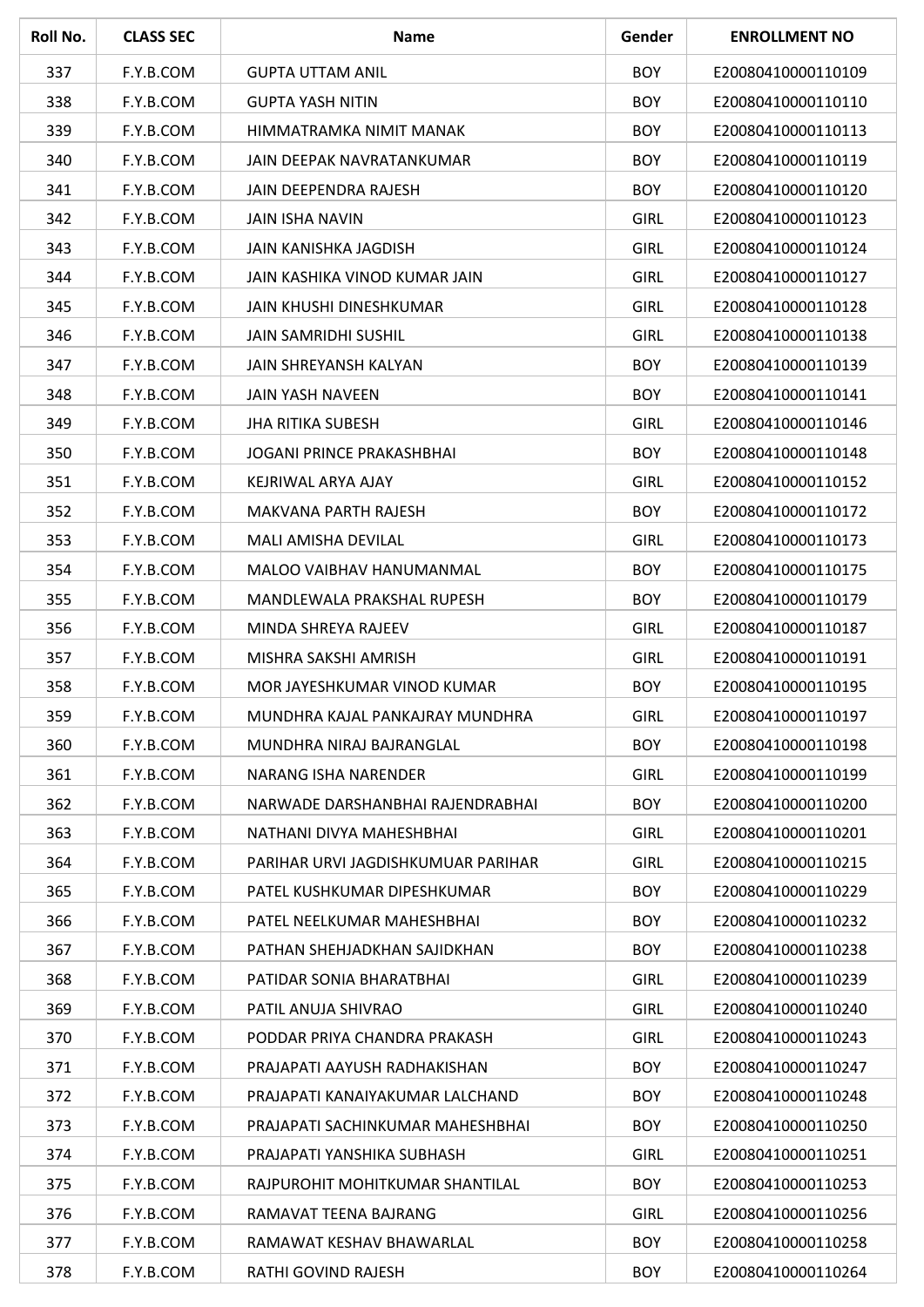| Roll No. | CLASS SEC | Name | Gender | ENROLLMENT NO |
|---|---|---|---|---|
| 337 | F.Y.B.COM | GUPTA UTTAM ANIL | BOY | E20080410000110109 |
| 338 | F.Y.B.COM | GUPTA YASH NITIN | BOY | E20080410000110110 |
| 339 | F.Y.B.COM | HIMMATRAMKA NIMIT MANAK | BOY | E20080410000110113 |
| 340 | F.Y.B.COM | JAIN DEEPAK NAVRATANKUMAR | BOY | E20080410000110119 |
| 341 | F.Y.B.COM | JAIN DEEPENDRA RAJESH | BOY | E20080410000110120 |
| 342 | F.Y.B.COM | JAIN ISHA NAVIN | GIRL | E20080410000110123 |
| 343 | F.Y.B.COM | JAIN KANISHKA JAGDISH | GIRL | E20080410000110124 |
| 344 | F.Y.B.COM | JAIN KASHIKA VINOD KUMAR JAIN | GIRL | E20080410000110127 |
| 345 | F.Y.B.COM | JAIN KHUSHI DINESHKUMAR | GIRL | E20080410000110128 |
| 346 | F.Y.B.COM | JAIN SAMRIDHI SUSHIL | GIRL | E20080410000110138 |
| 347 | F.Y.B.COM | JAIN SHREYANSH KALYAN | BOY | E20080410000110139 |
| 348 | F.Y.B.COM | JAIN YASH NAVEEN | BOY | E20080410000110141 |
| 349 | F.Y.B.COM | JHA RITIKA SUBESH | GIRL | E20080410000110146 |
| 350 | F.Y.B.COM | JOGANI PRINCE PRAKASHBHAI | BOY | E20080410000110148 |
| 351 | F.Y.B.COM | KEJRIWAL ARYA AJAY | GIRL | E20080410000110152 |
| 352 | F.Y.B.COM | MAKVANA PARTH RAJESH | BOY | E20080410000110172 |
| 353 | F.Y.B.COM | MALI AMISHA DEVILAL | GIRL | E20080410000110173 |
| 354 | F.Y.B.COM | MALOO VAIBHAV HANUMANMAL | BOY | E20080410000110175 |
| 355 | F.Y.B.COM | MANDLEWALA PRAKSHAL RUPESH | BOY | E20080410000110179 |
| 356 | F.Y.B.COM | MINDA SHREYA RAJEEV | GIRL | E20080410000110187 |
| 357 | F.Y.B.COM | MISHRA SAKSHI AMRISH | GIRL | E20080410000110191 |
| 358 | F.Y.B.COM | MOR JAYESHKUMAR VINOD KUMAR | BOY | E20080410000110195 |
| 359 | F.Y.B.COM | MUNDHRA KAJAL PANKAJRAY MUNDHRA | GIRL | E20080410000110197 |
| 360 | F.Y.B.COM | MUNDHRA NIRAJ BAJRANGLAL | BOY | E20080410000110198 |
| 361 | F.Y.B.COM | NARANG ISHA NARENDER | GIRL | E20080410000110199 |
| 362 | F.Y.B.COM | NARWADE DARSHANBHAI RAJENDRABHAI | BOY | E20080410000110200 |
| 363 | F.Y.B.COM | NATHANI DIVYA MAHESHBHAI | GIRL | E20080410000110201 |
| 364 | F.Y.B.COM | PARIHAR URVI JAGDISHKUMUAR PARIHAR | GIRL | E20080410000110215 |
| 365 | F.Y.B.COM | PATEL KUSHKUMAR DIPESHKUMAR | BOY | E20080410000110229 |
| 366 | F.Y.B.COM | PATEL NEELKUMAR MAHESHBHAI | BOY | E20080410000110232 |
| 367 | F.Y.B.COM | PATHAN SHEHJADKHAN SAJIDKHAN | BOY | E20080410000110238 |
| 368 | F.Y.B.COM | PATIDAR SONIA BHARATBHAI | GIRL | E20080410000110239 |
| 369 | F.Y.B.COM | PATIL ANUJA SHIVRAO | GIRL | E20080410000110240 |
| 370 | F.Y.B.COM | PODDAR PRIYA CHANDRA PRAKASH | GIRL | E20080410000110243 |
| 371 | F.Y.B.COM | PRAJAPATI AAYUSH RADHAKISHAN | BOY | E20080410000110247 |
| 372 | F.Y.B.COM | PRAJAPATI KANAIYAKUMAR LALCHAND | BOY | E20080410000110248 |
| 373 | F.Y.B.COM | PRAJAPATI SACHINKUMAR MAHESHBHAI | BOY | E20080410000110250 |
| 374 | F.Y.B.COM | PRAJAPATI YANSHIKA SUBHASH | GIRL | E20080410000110251 |
| 375 | F.Y.B.COM | RAJPUROHIT MOHITKUMAR SHANTILAL | BOY | E20080410000110253 |
| 376 | F.Y.B.COM | RAMAVAT TEENA BAJRANG | GIRL | E20080410000110256 |
| 377 | F.Y.B.COM | RAMAWAT KESHAV BHAWARLAL | BOY | E20080410000110258 |
| 378 | F.Y.B.COM | RATHI GOVIND RAJESH | BOY | E20080410000110264 |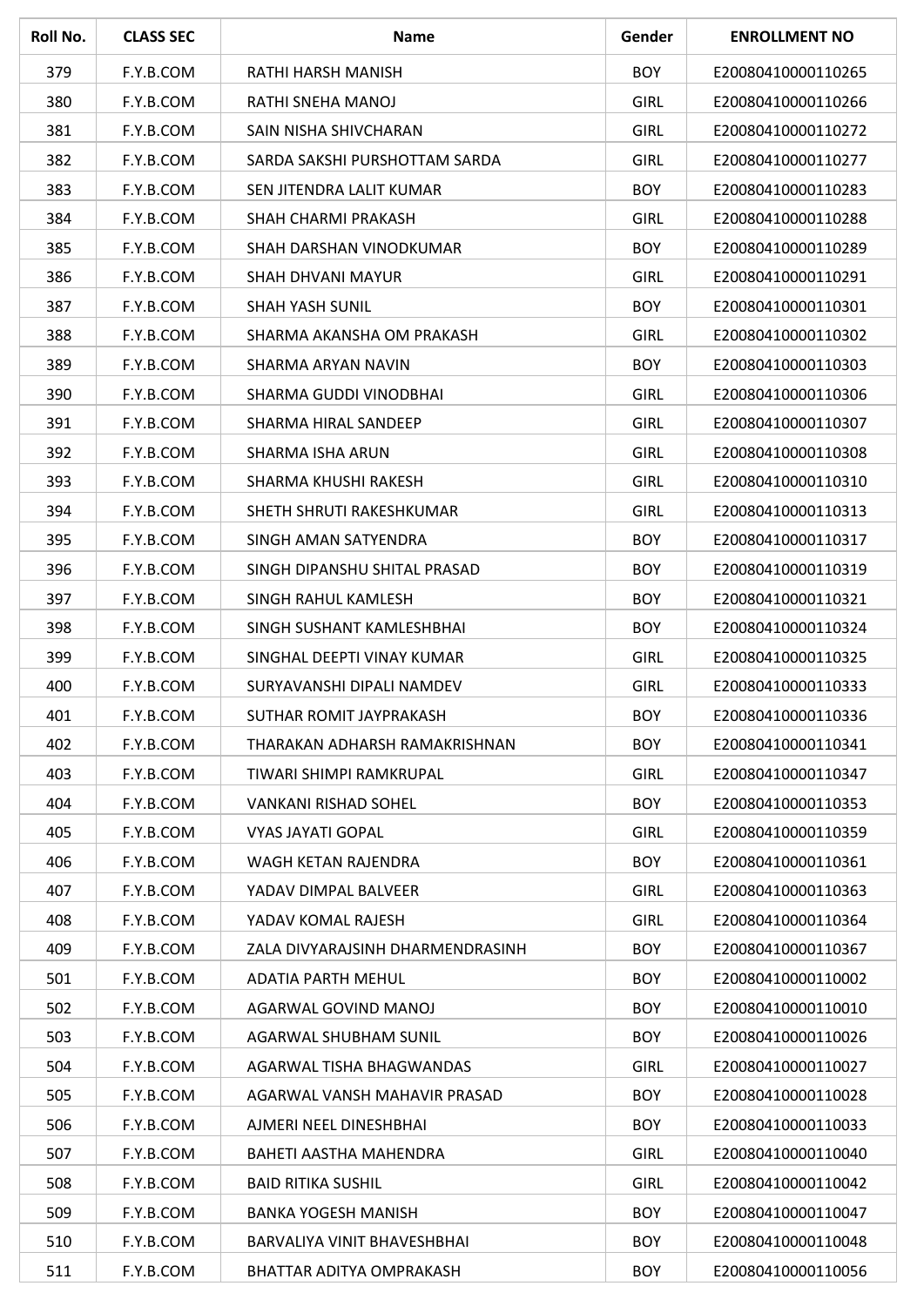| Roll No. | CLASS SEC | Name | Gender | ENROLLMENT NO |
|---|---|---|---|---|
| 379 | F.Y.B.COM | RATHI HARSH MANISH | BOY | E20080410000110265 |
| 380 | F.Y.B.COM | RATHI SNEHA MANOJ | GIRL | E20080410000110266 |
| 381 | F.Y.B.COM | SAIN NISHA SHIVCHARAN | GIRL | E20080410000110272 |
| 382 | F.Y.B.COM | SARDA SAKSHI PURSHOTTAM SARDA | GIRL | E20080410000110277 |
| 383 | F.Y.B.COM | SEN JITENDRA LALIT KUMAR | BOY | E20080410000110283 |
| 384 | F.Y.B.COM | SHAH CHARMI PRAKASH | GIRL | E20080410000110288 |
| 385 | F.Y.B.COM | SHAH DARSHAN VINODKUMAR | BOY | E20080410000110289 |
| 386 | F.Y.B.COM | SHAH DHVANI MAYUR | GIRL | E20080410000110291 |
| 387 | F.Y.B.COM | SHAH YASH SUNIL | BOY | E20080410000110301 |
| 388 | F.Y.B.COM | SHARMA AKANSHA OM PRAKASH | GIRL | E20080410000110302 |
| 389 | F.Y.B.COM | SHARMA ARYAN NAVIN | BOY | E20080410000110303 |
| 390 | F.Y.B.COM | SHARMA GUDDI VINODBHAI | GIRL | E20080410000110306 |
| 391 | F.Y.B.COM | SHARMA HIRAL SANDEEP | GIRL | E20080410000110307 |
| 392 | F.Y.B.COM | SHARMA ISHA ARUN | GIRL | E20080410000110308 |
| 393 | F.Y.B.COM | SHARMA KHUSHI RAKESH | GIRL | E20080410000110310 |
| 394 | F.Y.B.COM | SHETH SHRUTI RAKESHKUMAR | GIRL | E20080410000110313 |
| 395 | F.Y.B.COM | SINGH AMAN SATYENDRA | BOY | E20080410000110317 |
| 396 | F.Y.B.COM | SINGH DIPANSHU SHITAL PRASAD | BOY | E20080410000110319 |
| 397 | F.Y.B.COM | SINGH RAHUL KAMLESH | BOY | E20080410000110321 |
| 398 | F.Y.B.COM | SINGH SUSHANT KAMLESHBHAI | BOY | E20080410000110324 |
| 399 | F.Y.B.COM | SINGHAL DEEPTI VINAY KUMAR | GIRL | E20080410000110325 |
| 400 | F.Y.B.COM | SURYAVANSHI DIPALI NAMDEV | GIRL | E20080410000110333 |
| 401 | F.Y.B.COM | SUTHAR ROMIT JAYPRAKASH | BOY | E20080410000110336 |
| 402 | F.Y.B.COM | THARAKAN ADHARSH RAMAKRISHNAN | BOY | E20080410000110341 |
| 403 | F.Y.B.COM | TIWARI SHIMPI RAMKRUPAL | GIRL | E20080410000110347 |
| 404 | F.Y.B.COM | VANKANI RISHAD SOHEL | BOY | E20080410000110353 |
| 405 | F.Y.B.COM | VYAS JAYATI GOPAL | GIRL | E20080410000110359 |
| 406 | F.Y.B.COM | WAGH KETAN RAJENDRA | BOY | E20080410000110361 |
| 407 | F.Y.B.COM | YADAV DIMPAL BALVEER | GIRL | E20080410000110363 |
| 408 | F.Y.B.COM | YADAV KOMAL RAJESH | GIRL | E20080410000110364 |
| 409 | F.Y.B.COM | ZALA DIVYARAJSINH DHARMENDRASINH | BOY | E20080410000110367 |
| 501 | F.Y.B.COM | ADATIA PARTH MEHUL | BOY | E20080410000110002 |
| 502 | F.Y.B.COM | AGARWAL GOVIND MANOJ | BOY | E20080410000110010 |
| 503 | F.Y.B.COM | AGARWAL SHUBHAM SUNIL | BOY | E20080410000110026 |
| 504 | F.Y.B.COM | AGARWAL TISHA BHAGWANDAS | GIRL | E20080410000110027 |
| 505 | F.Y.B.COM | AGARWAL VANSH MAHAVIR PRASAD | BOY | E20080410000110028 |
| 506 | F.Y.B.COM | AJMERI NEEL DINESHBHAI | BOY | E20080410000110033 |
| 507 | F.Y.B.COM | BAHETI AASTHA MAHENDRA | GIRL | E20080410000110040 |
| 508 | F.Y.B.COM | BAID RITIKA SUSHIL | GIRL | E20080410000110042 |
| 509 | F.Y.B.COM | BANKA YOGESH MANISH | BOY | E20080410000110047 |
| 510 | F.Y.B.COM | BARVALIYA VINIT BHAVESHBHAI | BOY | E20080410000110048 |
| 511 | F.Y.B.COM | BHATTAR ADITYA OMPRAKASH | BOY | E20080410000110056 |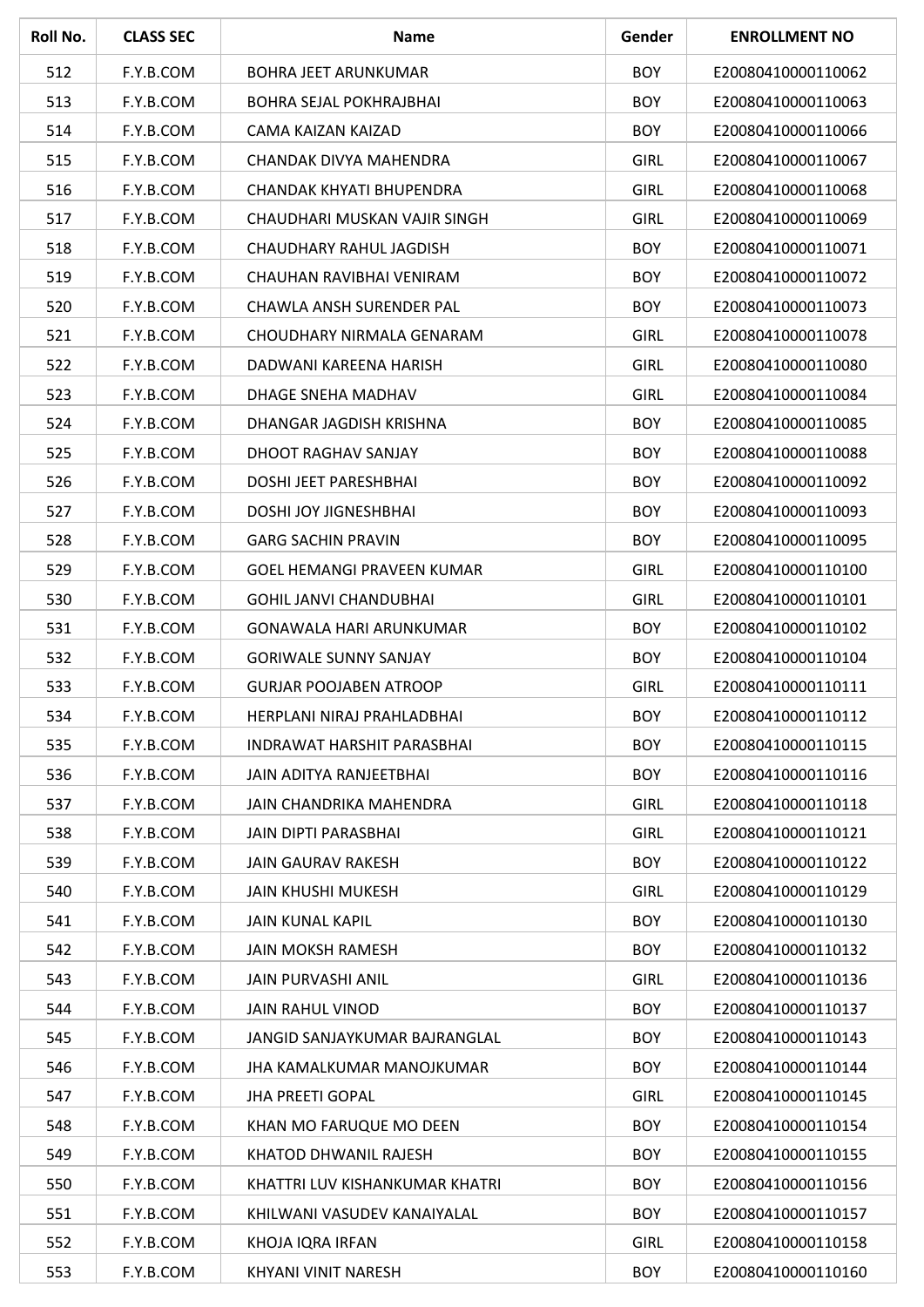| Roll No. | CLASS SEC | Name | Gender | ENROLLMENT NO |
|---|---|---|---|---|
| 512 | F.Y.B.COM | BOHRA JEET ARUNKUMAR | BOY | E20080410000110062 |
| 513 | F.Y.B.COM | BOHRA SEJAL POKHRAJBHAI | BOY | E20080410000110063 |
| 514 | F.Y.B.COM | CAMA KAIZAN KAIZAD | BOY | E20080410000110066 |
| 515 | F.Y.B.COM | CHANDAK DIVYA MAHENDRA | GIRL | E20080410000110067 |
| 516 | F.Y.B.COM | CHANDAK KHYATI BHUPENDRA | GIRL | E20080410000110068 |
| 517 | F.Y.B.COM | CHAUDHARI MUSKAN VAJIR SINGH | GIRL | E20080410000110069 |
| 518 | F.Y.B.COM | CHAUDHARY RAHUL JAGDISH | BOY | E20080410000110071 |
| 519 | F.Y.B.COM | CHAUHAN RAVIBHAI VENIRAM | BOY | E20080410000110072 |
| 520 | F.Y.B.COM | CHAWLA ANSH SURENDER PAL | BOY | E20080410000110073 |
| 521 | F.Y.B.COM | CHOUDHARY NIRMALA GENARAM | GIRL | E20080410000110078 |
| 522 | F.Y.B.COM | DADWANI KAREENA HARISH | GIRL | E20080410000110080 |
| 523 | F.Y.B.COM | DHAGE SNEHA MADHAV | GIRL | E20080410000110084 |
| 524 | F.Y.B.COM | DHANGAR JAGDISH KRISHNA | BOY | E20080410000110085 |
| 525 | F.Y.B.COM | DHOOT RAGHAV SANJAY | BOY | E20080410000110088 |
| 526 | F.Y.B.COM | DOSHI JEET PARESHBHAI | BOY | E20080410000110092 |
| 527 | F.Y.B.COM | DOSHI JOY JIGNESHBHAI | BOY | E20080410000110093 |
| 528 | F.Y.B.COM | GARG SACHIN PRAVIN | BOY | E20080410000110095 |
| 529 | F.Y.B.COM | GOEL HEMANGI PRAVEEN KUMAR | GIRL | E20080410000110100 |
| 530 | F.Y.B.COM | GOHIL JANVI CHANDUBHAI | GIRL | E20080410000110101 |
| 531 | F.Y.B.COM | GONAWALA HARI ARUNKUMAR | BOY | E20080410000110102 |
| 532 | F.Y.B.COM | GORIWALE SUNNY SANJAY | BOY | E20080410000110104 |
| 533 | F.Y.B.COM | GURJAR POOJABEN ATROOP | GIRL | E20080410000110111 |
| 534 | F.Y.B.COM | HERPLANI NIRAJ PRAHLADBHAI | BOY | E20080410000110112 |
| 535 | F.Y.B.COM | INDRAWAT HARSHIT PARASBHAI | BOY | E20080410000110115 |
| 536 | F.Y.B.COM | JAIN ADITYA RANJEETBHAI | BOY | E20080410000110116 |
| 537 | F.Y.B.COM | JAIN CHANDRIKA MAHENDRA | GIRL | E20080410000110118 |
| 538 | F.Y.B.COM | JAIN DIPTI PARASBHAI | GIRL | E20080410000110121 |
| 539 | F.Y.B.COM | JAIN GAURAV RAKESH | BOY | E20080410000110122 |
| 540 | F.Y.B.COM | JAIN KHUSHI MUKESH | GIRL | E20080410000110129 |
| 541 | F.Y.B.COM | JAIN KUNAL KAPIL | BOY | E20080410000110130 |
| 542 | F.Y.B.COM | JAIN MOKSH RAMESH | BOY | E20080410000110132 |
| 543 | F.Y.B.COM | JAIN PURVASHI ANIL | GIRL | E20080410000110136 |
| 544 | F.Y.B.COM | JAIN RAHUL VINOD | BOY | E20080410000110137 |
| 545 | F.Y.B.COM | JANGID SANJAYKUMAR BAJRANGLAL | BOY | E20080410000110143 |
| 546 | F.Y.B.COM | JHA KAMALKUMAR MANOJKUMAR | BOY | E20080410000110144 |
| 547 | F.Y.B.COM | JHA PREETI GOPAL | GIRL | E20080410000110145 |
| 548 | F.Y.B.COM | KHAN MO FARUQUE MO DEEN | BOY | E20080410000110154 |
| 549 | F.Y.B.COM | KHATOD DHWANIL RAJESH | BOY | E20080410000110155 |
| 550 | F.Y.B.COM | KHATTRI LUV KISHANKUMAR KHATRI | BOY | E20080410000110156 |
| 551 | F.Y.B.COM | KHILWANI VASUDEV KANAIYALAL | BOY | E20080410000110157 |
| 552 | F.Y.B.COM | KHOJA IQRA IRFAN | GIRL | E20080410000110158 |
| 553 | F.Y.B.COM | KHYANI VINIT NARESH | BOY | E20080410000110160 |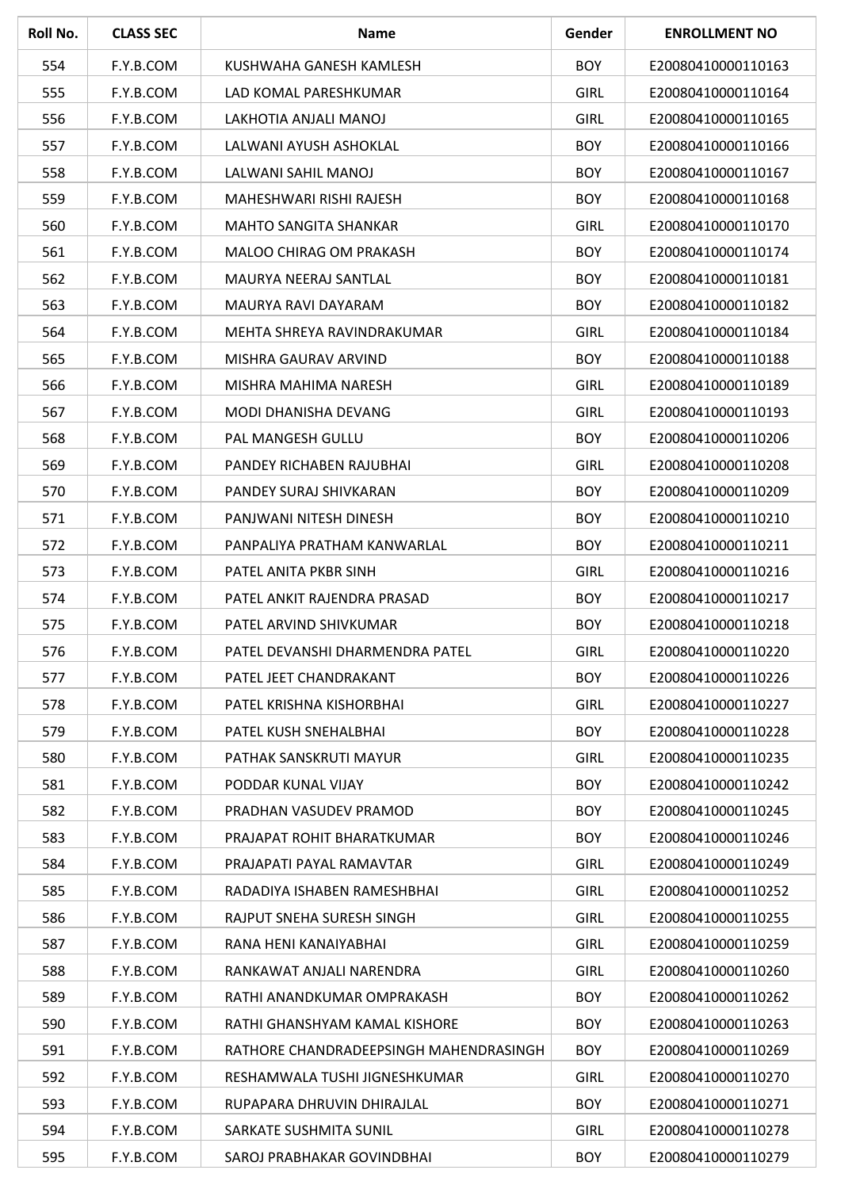| Roll No. | CLASS SEC | Name | Gender | ENROLLMENT NO |
|---|---|---|---|---|
| 554 | F.Y.B.COM | KUSHWAHA GANESH KAMLESH | BOY | E20080410000110163 |
| 555 | F.Y.B.COM | LAD KOMAL PARESHKUMAR | GIRL | E20080410000110164 |
| 556 | F.Y.B.COM | LAKHOTIA ANJALI MANOJ | GIRL | E20080410000110165 |
| 557 | F.Y.B.COM | LALWANI AYUSH ASHOKLAL | BOY | E20080410000110166 |
| 558 | F.Y.B.COM | LALWANI SAHIL MANOJ | BOY | E20080410000110167 |
| 559 | F.Y.B.COM | MAHESHWARI RISHI RAJESH | BOY | E20080410000110168 |
| 560 | F.Y.B.COM | MAHTO SANGITA SHANKAR | GIRL | E20080410000110170 |
| 561 | F.Y.B.COM | MALOO CHIRAG OM PRAKASH | BOY | E20080410000110174 |
| 562 | F.Y.B.COM | MAURYA NEERAJ SANTLAL | BOY | E20080410000110181 |
| 563 | F.Y.B.COM | MAURYA RAVI DAYARAM | BOY | E20080410000110182 |
| 564 | F.Y.B.COM | MEHTA SHREYA RAVINDRAKUMAR | GIRL | E20080410000110184 |
| 565 | F.Y.B.COM | MISHRA GAURAV ARVIND | BOY | E20080410000110188 |
| 566 | F.Y.B.COM | MISHRA MAHIMA NARESH | GIRL | E20080410000110189 |
| 567 | F.Y.B.COM | MODI DHANISHA DEVANG | GIRL | E20080410000110193 |
| 568 | F.Y.B.COM | PAL MANGESH GULLU | BOY | E20080410000110206 |
| 569 | F.Y.B.COM | PANDEY RICHABEN RAJUBHAI | GIRL | E20080410000110208 |
| 570 | F.Y.B.COM | PANDEY SURAJ SHIVKARAN | BOY | E20080410000110209 |
| 571 | F.Y.B.COM | PANJWANI NITESH DINESH | BOY | E20080410000110210 |
| 572 | F.Y.B.COM | PANPALIYA PRATHAM KANWARLAL | BOY | E20080410000110211 |
| 573 | F.Y.B.COM | PATEL ANITA PKBR SINH | GIRL | E20080410000110216 |
| 574 | F.Y.B.COM | PATEL ANKIT RAJENDRA PRASAD | BOY | E20080410000110217 |
| 575 | F.Y.B.COM | PATEL ARVIND SHIVKUMAR | BOY | E20080410000110218 |
| 576 | F.Y.B.COM | PATEL DEVANSHI DHARMENDRA PATEL | GIRL | E20080410000110220 |
| 577 | F.Y.B.COM | PATEL JEET CHANDRAKANT | BOY | E20080410000110226 |
| 578 | F.Y.B.COM | PATEL KRISHNA KISHORBHAI | GIRL | E20080410000110227 |
| 579 | F.Y.B.COM | PATEL KUSH SNEHALBHAI | BOY | E20080410000110228 |
| 580 | F.Y.B.COM | PATHAK SANSKRUTI MAYUR | GIRL | E20080410000110235 |
| 581 | F.Y.B.COM | PODDAR KUNAL VIJAY | BOY | E20080410000110242 |
| 582 | F.Y.B.COM | PRADHAN VASUDEV PRAMOD | BOY | E20080410000110245 |
| 583 | F.Y.B.COM | PRAJAPAT ROHIT BHARATKUMAR | BOY | E20080410000110246 |
| 584 | F.Y.B.COM | PRAJAPATI PAYAL RAMAVTAR | GIRL | E20080410000110249 |
| 585 | F.Y.B.COM | RADADIYA ISHABEN RAMESHBHAI | GIRL | E20080410000110252 |
| 586 | F.Y.B.COM | RAJPUT SNEHA SURESH SINGH | GIRL | E20080410000110255 |
| 587 | F.Y.B.COM | RANA HENI KANAIYABHAI | GIRL | E20080410000110259 |
| 588 | F.Y.B.COM | RANKAWAT ANJALI NARENDRA | GIRL | E20080410000110260 |
| 589 | F.Y.B.COM | RATHI ANANDKUMAR OMPRAKASH | BOY | E20080410000110262 |
| 590 | F.Y.B.COM | RATHI GHANSHYAM KAMAL KISHORE | BOY | E20080410000110263 |
| 591 | F.Y.B.COM | RATHORE CHANDRADEEPSINGH MAHENDRASINGH | BOY | E20080410000110269 |
| 592 | F.Y.B.COM | RESHAMWALA TUSHI JIGNESHKUMAR | GIRL | E20080410000110270 |
| 593 | F.Y.B.COM | RUPAPARA DHRUVIN DHIRAJLAL | BOY | E20080410000110271 |
| 594 | F.Y.B.COM | SARKATE SUSHMITA SUNIL | GIRL | E20080410000110278 |
| 595 | F.Y.B.COM | SAROJ PRABHAKAR GOVINDBHAI | BOY | E20080410000110279 |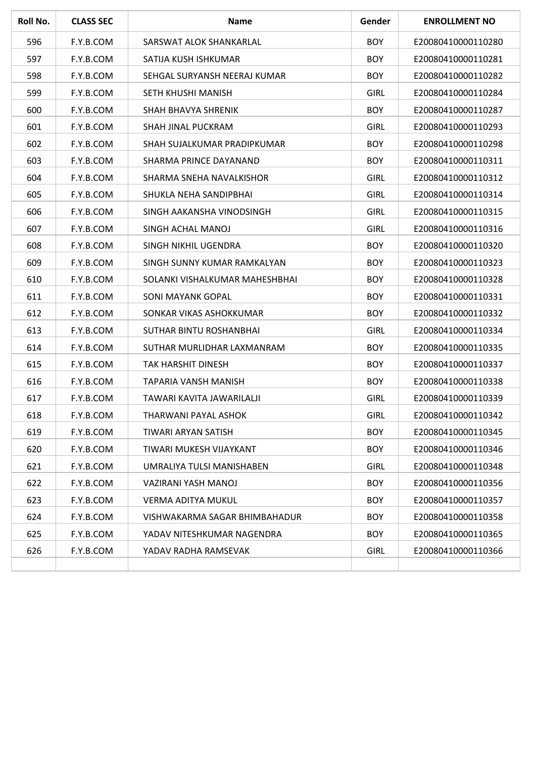| Roll No. | CLASS SEC | Name | Gender | ENROLLMENT NO |
|---|---|---|---|---|
| 596 | F.Y.B.COM | SARSWAT ALOK SHANKARLAL | BOY | E20080410000110280 |
| 597 | F.Y.B.COM | SATIJA KUSH ISHKUMAR | BOY | E20080410000110281 |
| 598 | F.Y.B.COM | SEHGAL SURYANSH NEERAJ KUMAR | BOY | E20080410000110282 |
| 599 | F.Y.B.COM | SETH KHUSHI MANISH | GIRL | E20080410000110284 |
| 600 | F.Y.B.COM | SHAH BHAVYA SHRENIK | BOY | E20080410000110287 |
| 601 | F.Y.B.COM | SHAH JINAL PUCKRAM | GIRL | E20080410000110293 |
| 602 | F.Y.B.COM | SHAH SUJALKUMAR PRADIPKUMAR | BOY | E20080410000110298 |
| 603 | F.Y.B.COM | SHARMA PRINCE DAYANAND | BOY | E20080410000110311 |
| 604 | F.Y.B.COM | SHARMA SNEHA NAVALKISHOR | GIRL | E20080410000110312 |
| 605 | F.Y.B.COM | SHUKLA NEHA SANDIPBHAI | GIRL | E20080410000110314 |
| 606 | F.Y.B.COM | SINGH AAKANSHA VINODSINGH | GIRL | E20080410000110315 |
| 607 | F.Y.B.COM | SINGH ACHAL MANOJ | GIRL | E20080410000110316 |
| 608 | F.Y.B.COM | SINGH NIKHIL UGENDRA | BOY | E20080410000110320 |
| 609 | F.Y.B.COM | SINGH SUNNY KUMAR RAMKALYAN | BOY | E20080410000110323 |
| 610 | F.Y.B.COM | SOLANKI VISHALKUMAR MAHESHBHAI | BOY | E20080410000110328 |
| 611 | F.Y.B.COM | SONI MAYANK GOPAL | BOY | E20080410000110331 |
| 612 | F.Y.B.COM | SONKAR VIKAS ASHOKKUMAR | BOY | E20080410000110332 |
| 613 | F.Y.B.COM | SUTHAR BINTU ROSHANBHAI | GIRL | E20080410000110334 |
| 614 | F.Y.B.COM | SUTHAR MURLIDHAR LAXMANRAM | BOY | E20080410000110335 |
| 615 | F.Y.B.COM | TAK HARSHIT DINESH | BOY | E20080410000110337 |
| 616 | F.Y.B.COM | TAPARIA VANSH MANISH | BOY | E20080410000110338 |
| 617 | F.Y.B.COM | TAWARI KAVITA JAWARILALJI | GIRL | E20080410000110339 |
| 618 | F.Y.B.COM | THARWANI PAYAL ASHOK | GIRL | E20080410000110342 |
| 619 | F.Y.B.COM | TIWARI ARYAN SATISH | BOY | E20080410000110345 |
| 620 | F.Y.B.COM | TIWARI MUKESH VIJAYKANT | BOY | E20080410000110346 |
| 621 | F.Y.B.COM | UMRALIYA TULSI MANISHABEN | GIRL | E20080410000110348 |
| 622 | F.Y.B.COM | VAZIRANI YASH MANOJ | BOY | E20080410000110356 |
| 623 | F.Y.B.COM | VERMA ADITYA MUKUL | BOY | E20080410000110357 |
| 624 | F.Y.B.COM | VISHWAKARMA SAGAR BHIMBAHADUR | BOY | E20080410000110358 |
| 625 | F.Y.B.COM | YADAV NITESHKUMAR NAGENDRA | BOY | E20080410000110365 |
| 626 | F.Y.B.COM | YADAV RADHA RAMSEVAK | GIRL | E20080410000110366 |